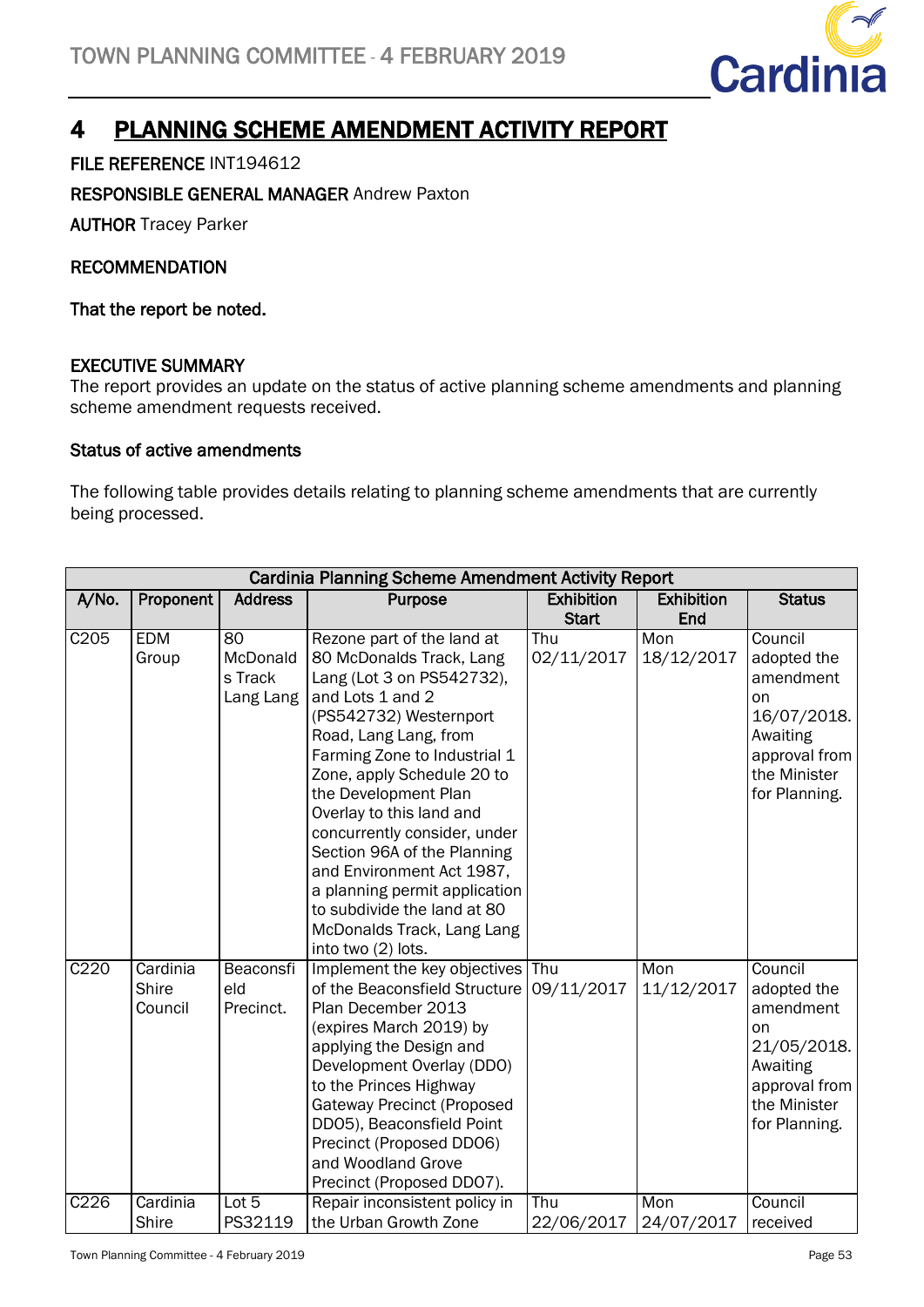# 4 PLANNING SCHEME AMENDMENT ACTIVITY REPORT

**FILE REFERENCE** INT194612

**RESPONSIBLE GENERAL MANAGER** Andrew Paxton

**AUTHOR** Tracey Parker

**RECOMMENDATION**

**That the report be noted.**

**EXECUTIVE SUMMARY**

The report provides an update on the status of active planning scheme amendments and planning scheme amendment requests received.

**Status of active amendments**

The following table provides details relating to planning scheme amendments that are currently being processed.

| Cardinia Planning Scheme Amendment Activity Report | | | | | | |
|---|---|---|---|---|---|---|
| **A/No.** | **Proponent** | **Address** | **Purpose** | **Exhibition Start** | **Exhibition End** | **Status** |
| C205 | EDM Group | 80 McDonalds Track Lang Lang | Rezone part of the land at 80 McDonalds Track, Lang Lang (Lot 3 on PS542732), and Lots 1 and 2 (PS542732) Westernport Road, Lang Lang, from Farming Zone to Industrial 1 Zone, apply Schedule 20 to the Development Plan Overlay to this land and concurrently consider, under Section 96A of the Planning and Environment Act 1987, a planning permit application to subdivide the land at 80 McDonalds Track, Lang Lang into two (2) lots. | Thu 02/11/2017 | Mon 18/12/2017 | Council adopted the amendment on 16/07/2018. Awaiting approval from the Minister for Planning. |
| C220 | Cardinia Shire Council | Beaconsfield Precinct. | Implement the key objectives of the Beaconsfield Structure Plan December 2013 (expires March 2019) by applying the Design and Development Overlay (DDO) to the Princes Highway Gateway Precinct (Proposed DDO5), Beaconsfield Point Precinct (Proposed DDO6) and Woodland Grove Precinct (Proposed DDO7). | Thu 09/11/2017 | Mon 11/12/2017 | Council adopted the amendment on 21/05/2018. Awaiting approval from the Minister for Planning. |
| C226 | Cardinia Shire | Lot 5 PS32119 | Repair inconsistent policy in the Urban Growth Zone | Thu 22/06/2017 | Mon 24/07/2017 | Council received |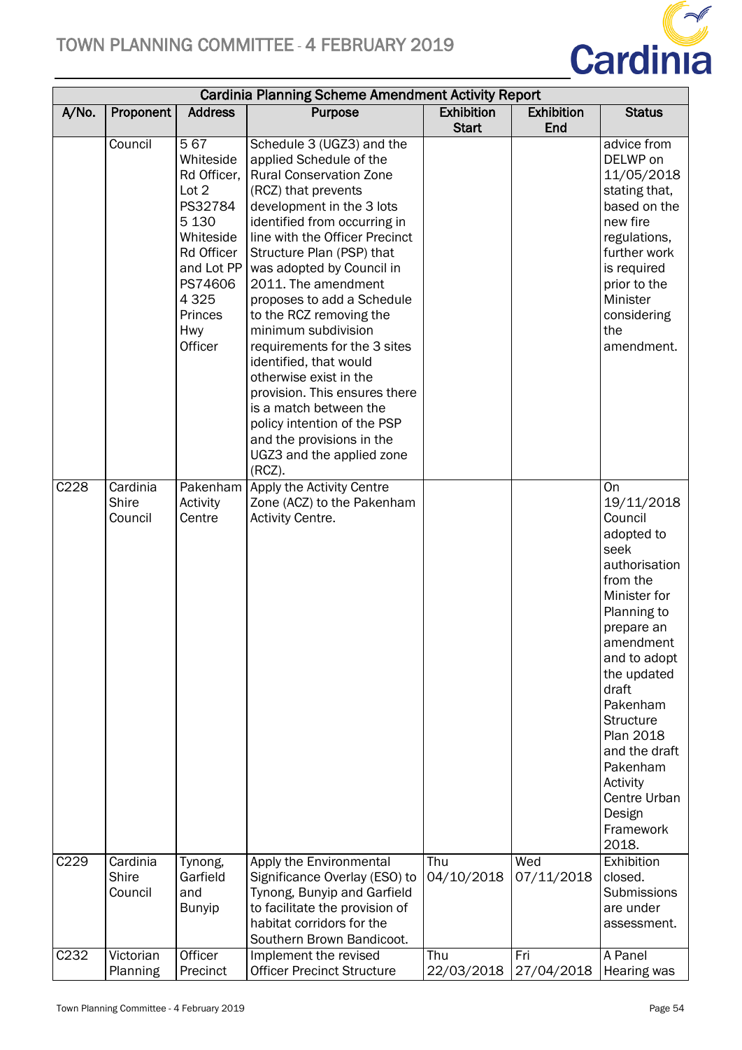| Cardinia Planning Scheme Amendment Activity Report | | | | | | |
|---|---|---|---|---|---|---|
| A/No. | Proponent | Address | Purpose | Exhibition Start | Exhibition End | Status |
| | Council | 5 67 Whiteside Rd Officer, Lot 2 PS32784 5 130 Whiteside Rd Officer and Lot PP PS74606 4 325 Princes Hwy Officer | Schedule 3 (UGZ3) and the applied Schedule of the Rural Conservation Zone (RCZ) that prevents development in the 3 lots identified from occurring in line with the Officer Precinct Structure Plan (PSP) that was adopted by Council in 2011. The amendment proposes to add a Schedule to the RCZ removing the minimum subdivision requirements for the 3 sites identified, that would otherwise exist in the provision. This ensures there is a match between the policy intention of the PSP and the provisions in the UGZ3 and the applied zone (RCZ). | | | advice from DELWP on 11/05/2018 stating that, based on the new fire regulations, further work is required prior to the Minister considering the amendment. |
| C228 | Cardinia Shire Council | Pakenham Activity Centre | Apply the Activity Centre Zone (ACZ) to the Pakenham Activity Centre. | | | On 19/11/2018 Council adopted to seek authorisation from the Minister for Planning to prepare an amendment and to adopt the updated draft Pakenham Structure Plan 2018 and the draft Pakenham Activity Centre Urban Design Framework 2018. |
| C229 | Cardinia Shire Council | Tynong, Garfield and Bunyip | Apply the Environmental Significance Overlay (ESO) to Tynong, Bunyip and Garfield to facilitate the provision of habitat corridors for the Southern Brown Bandicoot. | Thu 04/10/2018 | Wed 07/11/2018 | Exhibition closed. Submissions are under assessment. |
| C232 | Victorian Planning | Officer Precinct | Implement the revised Officer Precinct Structure | Thu 22/03/2018 | Fri 27/04/2018 | A Panel Hearing was |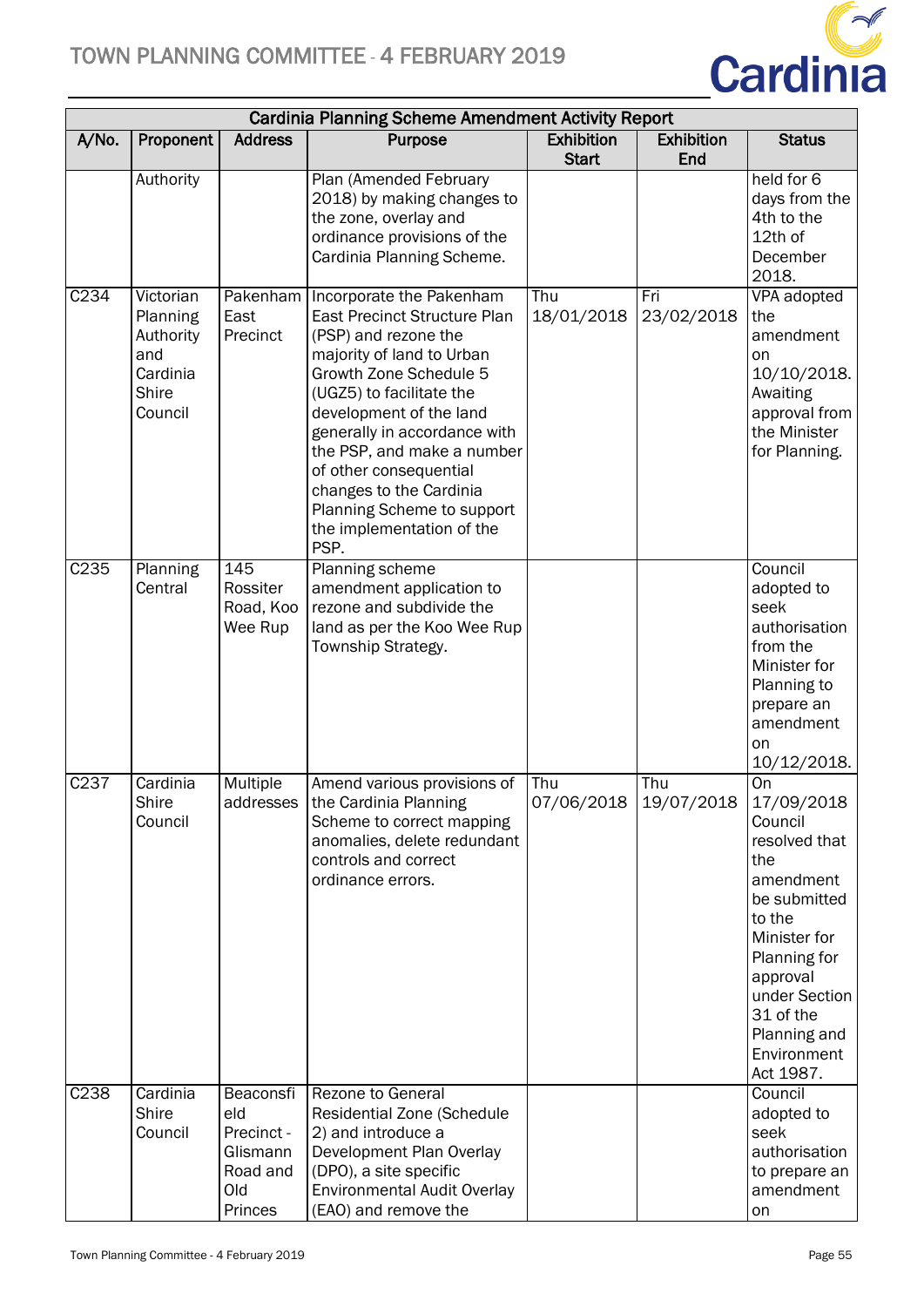| A/No. | Proponent | Address | Purpose | Exhibition Start | Exhibition End | Status |
|---|---|---|---|---|---|---|
| | Authority | | Plan (Amended February 2018) by making changes to the zone, overlay and ordinance provisions of the Cardinia Planning Scheme. | | | held for 6 days from the 4th to the 12th of December 2018. |
| C234 | Victorian Planning Authority and Cardinia Shire Council | Pakenham East Precinct | Incorporate the Pakenham East Precinct Structure Plan (PSP) and rezone the majority of land to Urban Growth Zone Schedule 5 (UGZ5) to facilitate the development of the land generally in accordance with the PSP, and make a number of other consequential changes to the Cardinia Planning Scheme to support the implementation of the PSP. | Thu 18/01/2018 | Fri 23/02/2018 | VPA adopted the amendment on 10/10/2018. Awaiting approval from the Minister for Planning. |
| C235 | Planning Central | 145 Rossiter Road, Koo Wee Rup | Planning scheme amendment application to rezone and subdivide the land as per the Koo Wee Rup Township Strategy. | | | Council adopted to seek authorisation from the Minister for Planning to prepare an amendment on 10/12/2018. |
| C237 | Cardinia Shire Council | Multiple addresses | Amend various provisions of the Cardinia Planning Scheme to correct mapping anomalies, delete redundant controls and correct ordinance errors. | Thu 07/06/2018 | Thu 19/07/2018 | On 17/09/2018 Council resolved that the amendment be submitted to the Minister for Planning for approval under Section 31 of the Planning and Environment Act 1987. |
| C238 | Cardinia Shire Council | Beaconsfield Precinct - Glismann Road and Old Princes | Rezone to General Residential Zone (Schedule 2) and introduce a Development Plan Overlay (DPO), a site specific Environmental Audit Overlay (EAO) and remove the | | | Council adopted to seek authorisation to prepare an amendment on |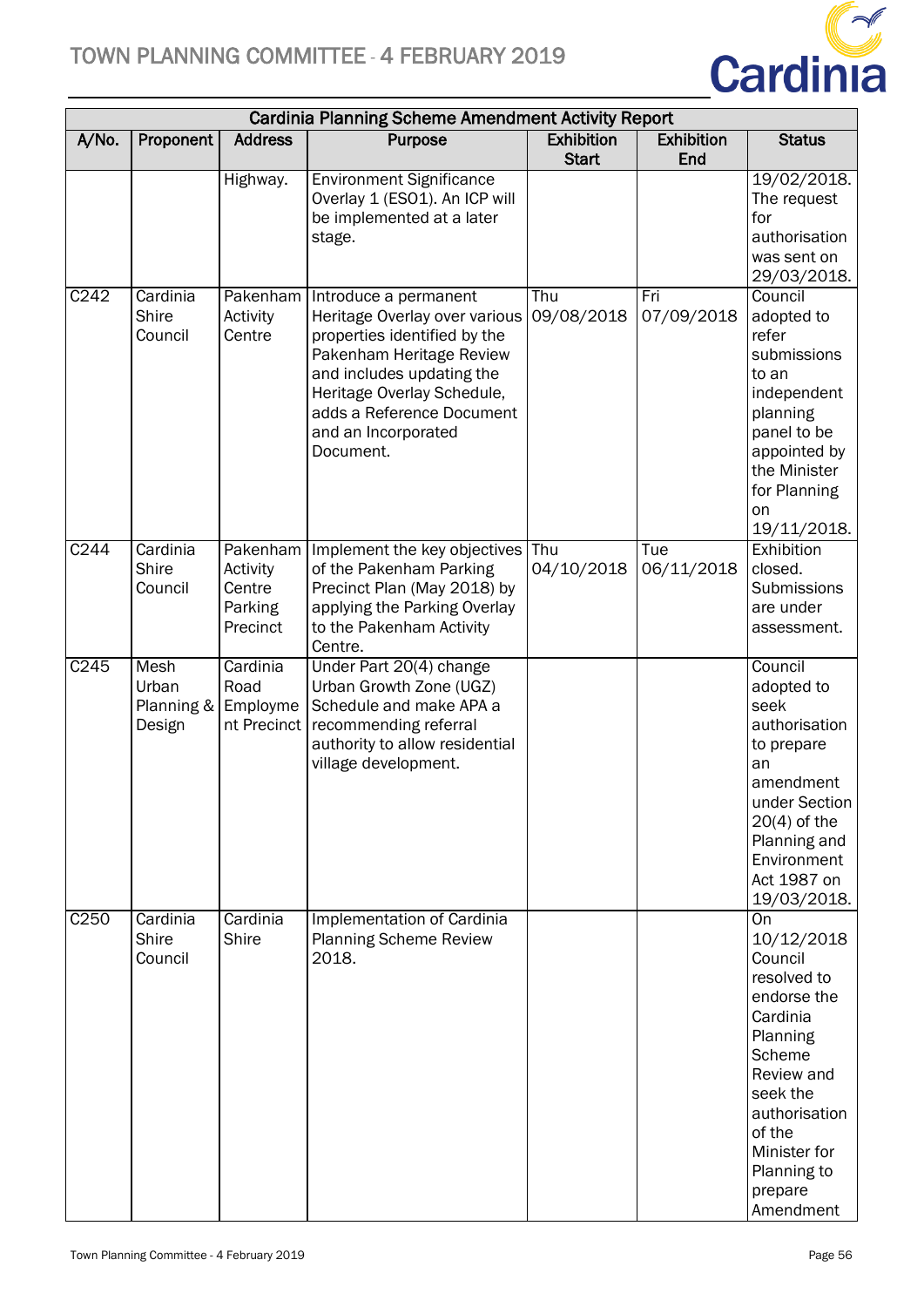| Cardinia Planning Scheme Amendment Activity Report | | | | | | |
|---|---|---|---|---|---|---|
| A/No. | Proponent | Address | Purpose | Exhibition Start | Exhibition End | Status |
| | | Highway. | Environment Significance Overlay 1 (ESO1). An ICP will be implemented at a later stage. | | | 19/02/2018. The request for authorisation was sent on 29/03/2018. |
| C242 | Cardinia Shire Council | Pakenham Activity Centre | Introduce a permanent Heritage Overlay over various properties identified by the Pakenham Heritage Review and includes updating the Heritage Overlay Schedule, adds a Reference Document and an Incorporated Document. | Thu 09/08/2018 | Fri 07/09/2018 | Council adopted to refer submissions to an independent planning panel to be appointed by the Minister for Planning on 19/11/2018. |
| C244 | Cardinia Shire Council | Pakenham Activity Centre Parking Precinct | Implement the key objectives of the Pakenham Parking Precinct Plan (May 2018) by applying the Parking Overlay to the Pakenham Activity Centre. | Thu 04/10/2018 | Tue 06/11/2018 | Exhibition closed. Submissions are under assessment. |
| C245 | Mesh Urban Planning & Design | Cardinia Road Employment Precinct | Under Part 20(4) change Urban Growth Zone (UGZ) Schedule and make APA a recommending referral authority to allow residential village development. | | | Council adopted to seek authorisation to prepare an amendment under Section 20(4) of the Planning and Environment Act 1987 on 19/03/2018. |
| C250 | Cardinia Shire Council | Cardinia Shire | Implementation of Cardinia Planning Scheme Review 2018. | | | On 10/12/2018 Council resolved to endorse the Cardinia Planning Scheme Review and seek the authorisation of the Minister for Planning to prepare Amendment |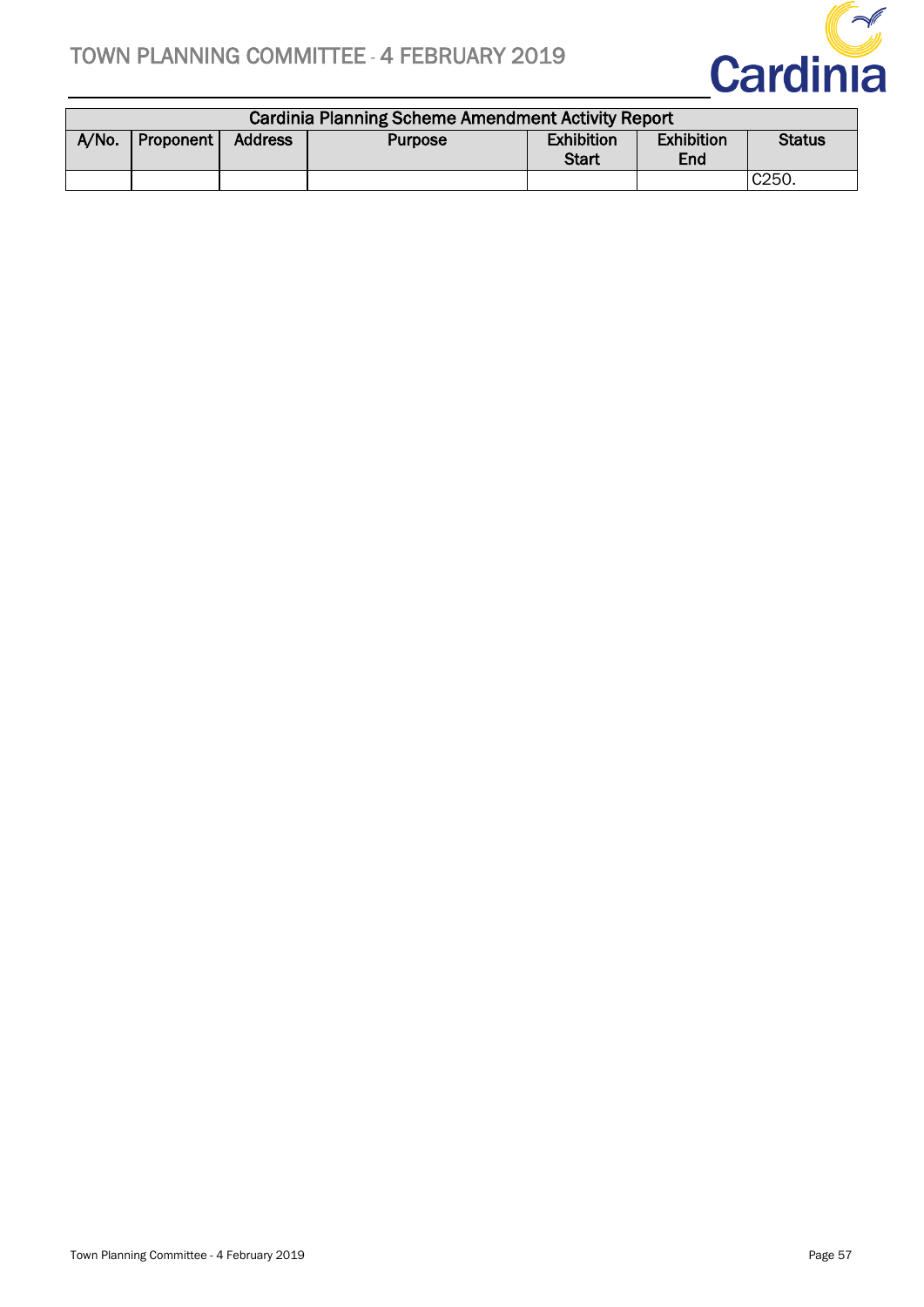| Cardinia Planning Scheme Amendment Activity Report | | | | | | |
|---|---|---|---|---|---|---|
| A/No. | Proponent | Address | Purpose | Exhibition Start | Exhibition End | Status |
| | | | | | | C250. |